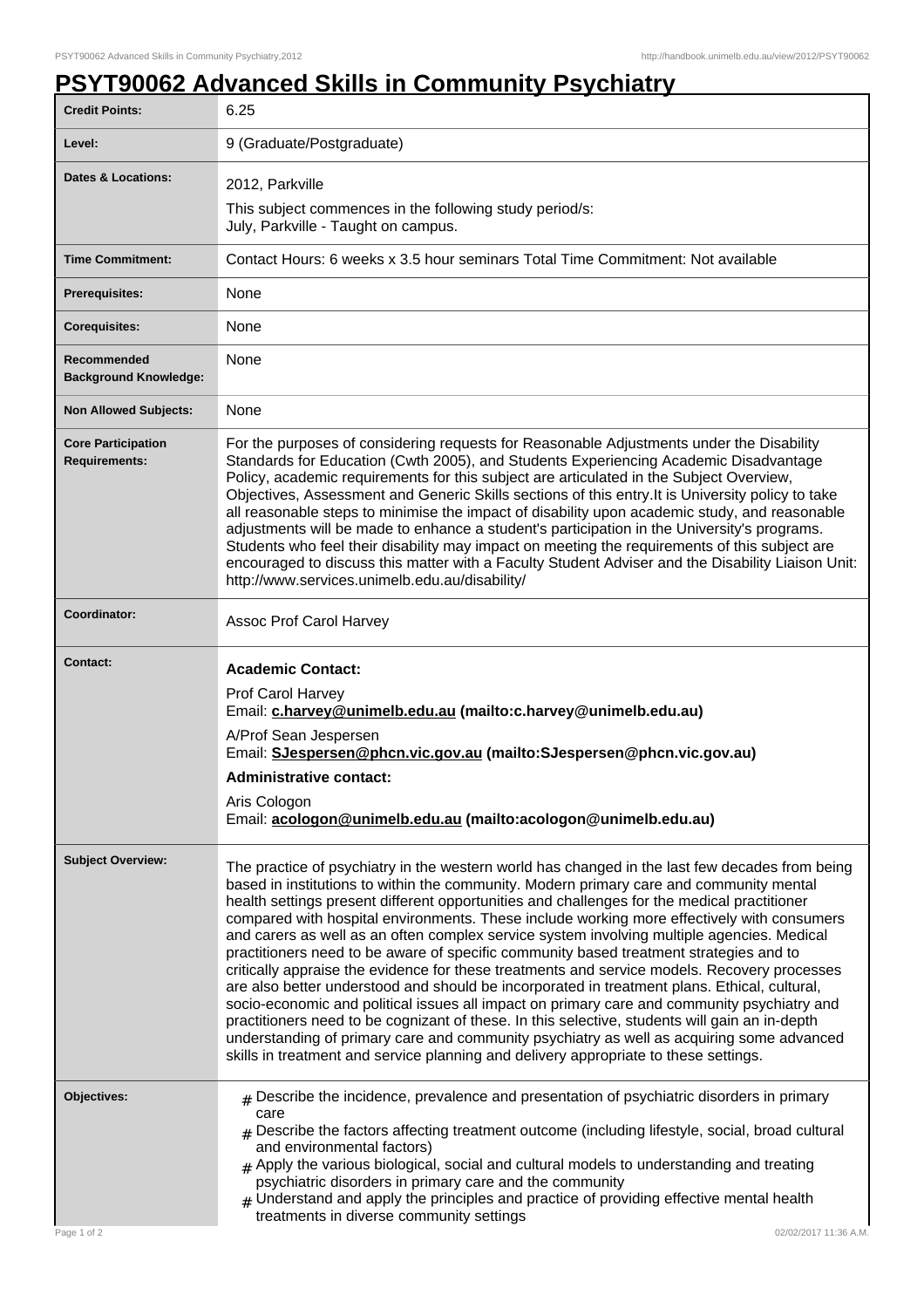# PSYT90062 Advanced Skills in Community Psychiatry

| | |
|---|---|
| **Credit Points:** | 6.25 |
| **Level:** | 9 (Graduate/Postgraduate) |
| **Dates & Locations:** | 2012, Parkville<br>This subject commences in the following study period/s:<br>July, Parkville - Taught on campus. |
| **Time Commitment:** | Contact Hours: 6 weeks x 3.5 hour seminars Total Time Commitment: Not available |
| **Prerequisites:** | None |
| **Corequisites:** | None |
| **Recommended Background Knowledge:** | None |
| **Non Allowed Subjects:** | None |
| **Core Participation Requirements:** | For the purposes of considering requests for Reasonable Adjustments under the Disability Standards for Education (Cwth 2005), and Students Experiencing Academic Disadvantage Policy, academic requirements for this subject are articulated in the Subject Overview, Objectives, Assessment and Generic Skills sections of this entry.It is University policy to take all reasonable steps to minimise the impact of disability upon academic study, and reasonable adjustments will be made to enhance a student's participation in the University's programs. Students who feel their disability may impact on meeting the requirements of this subject are encouraged to discuss this matter with a Faculty Student Adviser and the Disability Liaison Unit: http://www.services.unimelb.edu.au/disability/ |
| **Coordinator:** | Assoc Prof Carol Harvey |
| **Contact:** | **Academic Contact:**<br>Prof Carol Harvey<br>Email: **c.harvey@unimelb.edu.au (mailto:c.harvey@unimelb.edu.au)**<br>A/Prof Sean Jespersen<br>Email: **SJespersen@phcn.vic.gov.au (mailto:SJespersen@phcn.vic.gov.au)**<br>**Administrative contact:**<br>Aris Cologon<br>Email: **acologon@unimelb.edu.au (mailto:acologon@unimelb.edu.au)** |
| **Subject Overview:** | The practice of psychiatry in the western world has changed in the last few decades from being based in institutions to within the community. Modern primary care and community mental health settings present different opportunities and challenges for the medical practitioner compared with hospital environments. These include working more effectively with consumers and carers as well as an often complex service system involving multiple agencies. Medical practitioners need to be aware of specific community based treatment strategies and to critically appraise the evidence for these treatments and service models. Recovery processes are also better understood and should be incorporated in treatment plans. Ethical, cultural, socio-economic and political issues all impact on primary care and community psychiatry and practitioners need to be cognizant of these. In this selective, students will gain an in-depth understanding of primary care and community psychiatry as well as acquiring some advanced skills in treatment and service planning and delivery appropriate to these settings. |
| **Objectives:** | # Describe the incidence, prevalence and presentation of psychiatric disorders in primary care<br># Describe the factors affecting treatment outcome (including lifestyle, social, broad cultural and environmental factors)<br># Apply the various biological, social and cultural models to understanding and treating psychiatric disorders in primary care and the community<br># Understand and apply the principles and practice of providing effective mental health treatments in diverse community settings |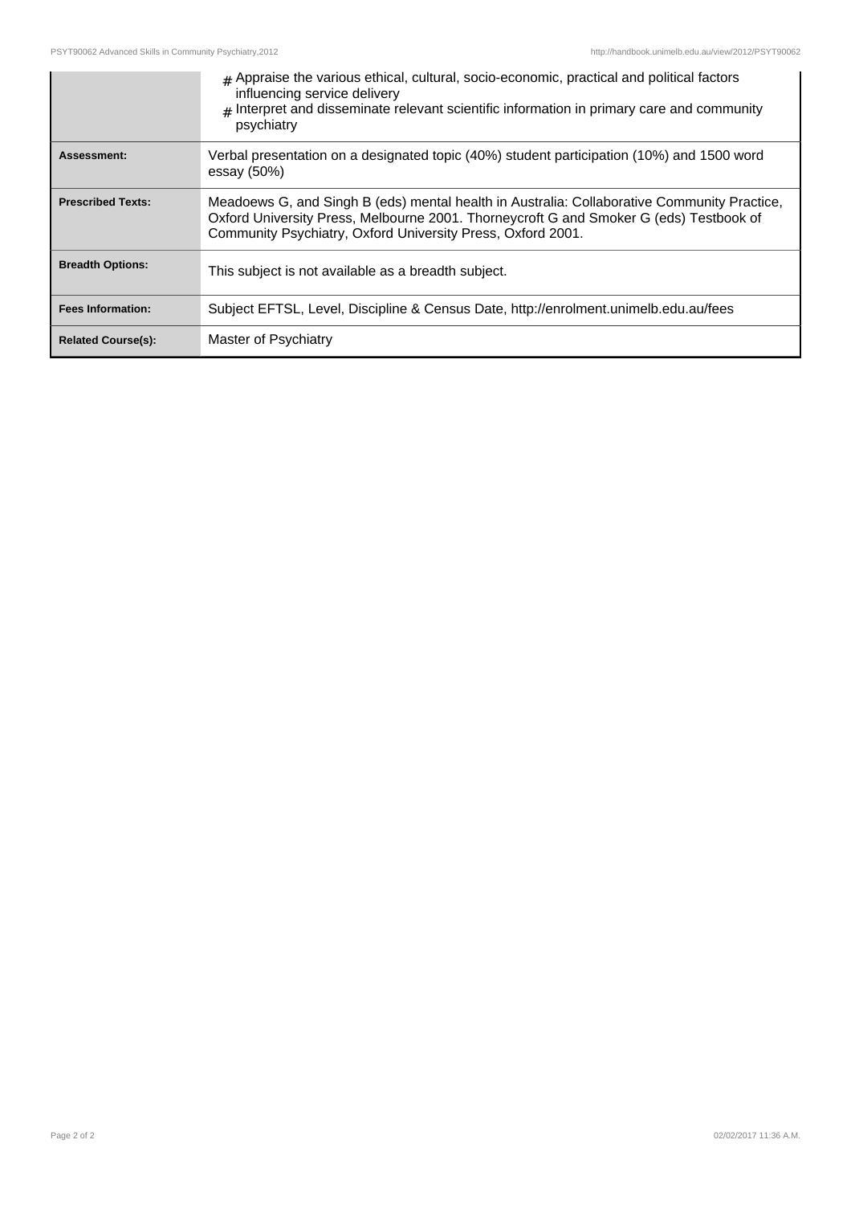| | |
|---|---|
| | # Appraise the various ethical, cultural, socio-economic, practical and political factors influencing service delivery<br># Interpret and disseminate relevant scientific information in primary care and community psychiatry |
| **Assessment:** | Verbal presentation on a designated topic (40%) student participation (10%) and 1500 word essay (50%) |
| **Prescribed Texts:** | Meadoews G, and Singh B (eds) mental health in Australia: Collaborative Community Practice, Oxford University Press, Melbourne 2001. Thorneycroft G and Smoker G (eds) Testbook of Community Psychiatry, Oxford University Press, Oxford 2001. |
| **Breadth Options:** | This subject is not available as a breadth subject. |
| **Fees Information:** | Subject EFTSL, Level, Discipline & Census Date, http://enrolment.unimelb.edu.au/fees |
| **Related Course(s):** | Master of Psychiatry |